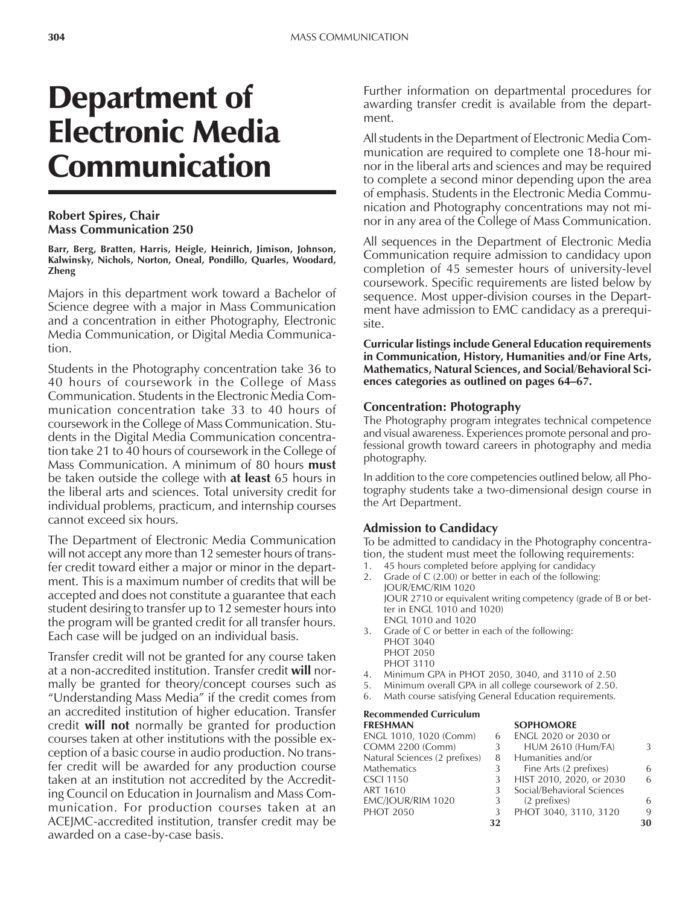# Department of Electronic Media Communication

**Robert Spires, Chair**
**Mass Communication 250**

**Barr, Berg, Bratten, Harris, Heigle, Heinrich, Jimison, Johnson, Kalwinsky, Nichols, Norton, Oneal, Pondillo, Quarles, Woodard, Zheng**

Majors in this department work toward a Bachelor of Science degree with a major in Mass Communication and a concentration in either Photography, Electronic Media Communication, or Digital Media Communication.

Students in the Photography concentration take 36 to 40 hours of coursework in the College of Mass Communication. Students in the Electronic Media Communication concentration take 33 to 40 hours of coursework in the College of Mass Communication. Students in the Digital Media Communication concentration take 21 to 40 hours of coursework in the College of Mass Communication. A minimum of 80 hours **must** be taken outside the college with **at least** 65 hours in the liberal arts and sciences. Total university credit for individual problems, practicum, and internship courses cannot exceed six hours.

The Department of Electronic Media Communication will not accept any more than 12 semester hours of transfer credit toward either a major or minor in the department. This is a maximum number of credits that will be accepted and does not constitute a guarantee that each student desiring to transfer up to 12 semester hours into the program will be granted credit for all transfer hours. Each case will be judged on an individual basis.

Transfer credit will not be granted for any course taken at a non-accredited institution. Transfer credit **will** normally be granted for theory/concept courses such as "Understanding Mass Media" if the credit comes from an accredited institution of higher education. Transfer credit **will not** normally be granted for production courses taken at other institutions with the possible exception of a basic course in audio production. No transfer credit will be awarded for any production course taken at an institution not accredited by the Accrediting Council on Education in Journalism and Mass Communication. For production courses taken at an ACEJMC-accredited institution, transfer credit may be awarded on a case-by-case basis.

Further information on departmental procedures for awarding transfer credit is available from the department.

All students in the Department of Electronic Media Communication are required to complete one 18-hour minor in the liberal arts and sciences and may be required to complete a second minor depending upon the area of emphasis. Students in the Electronic Media Communication and Photography concentrations may not minor in any area of the College of Mass Communication.

All sequences in the Department of Electronic Media Communication require admission to candidacy upon completion of 45 semester hours of university-level coursework. Specific requirements are listed below by sequence. Most upper-division courses in the Department have admission to EMC candidacy as a prerequisite.

**Curricular listings include General Education requirements in Communication, History, Humanities and/or Fine Arts, Mathematics, Natural Sciences, and Social/Behavioral Sciences categories as outlined on pages 64–67.**

### Concentration: Photography

The Photography program integrates technical competence and visual awareness. Experiences promote personal and professional growth toward careers in photography and media photography.

In addition to the core competencies outlined below, all Photography students take a two-dimensional design course in the Art Department.

### Admission to Candidacy

To be admitted to candidacy in the Photography concentration, the student must meet the following requirements:

1. 45 hours completed before applying for candidacy
2. Grade of C (2.00) or better in each of the following:
   JOUR/EMC/RIM 1020
   JOUR 2710 or equivalent writing competency (grade of B or better in ENGL 1010 and 1020)
   ENGL 1010 and 1020
3. Grade of C or better in each of the following:
   PHOT 3040
   PHOT 2050
   PHOT 3110
4. Minimum GPA in PHOT 2050, 3040, and 3110 of 2.50
5. Minimum overall GPA in all college coursework of 2.50.
6. Math course satisfying General Education requirements.

**Recommended Curriculum**

| **FRESHMAN** | | **SOPHOMORE** | |
|---|---|---|---|
| ENGL 1010, 1020 (Comm) | 6 | ENGL 2020 or 2030 or HUM 2610 (Hum/FA) | 3 |
| COMM 2200 (Comm) | 3 | Humanities and/or Fine Arts (2 prefixes) | 6 |
| Natural Sciences (2 prefixes) | 8 | HIST 2010, 2020, or 2030 | 6 |
| Mathematics | 3 | Social/Behavioral Sciences (2 prefixes) | 6 |
| CSCI 1150 | 3 | PHOT 3040, 3110, 3120 | 9 |
| ART 1610 | 3 | | |
| EMC/JOUR/RIM 1020 | 3 | | |
| PHOT 2050 | 3 | | |
| | **32** | | **30** |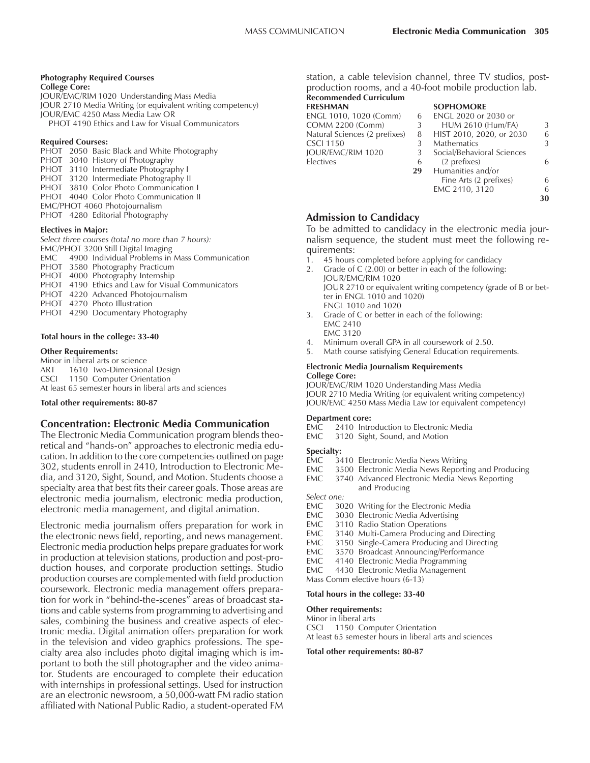#### Photography Required Courses

**College Core:**
JOUR/EMC/RIM 1020 Understanding Mass Media
JOUR 2710 Media Writing (or equivalent writing competency)
JOUR/EMC 4250 Mass Media Law OR
PHOT 4190 Ethics and Law for Visual Communicators

**Required Courses:**
PHOT 2050 Basic Black and White Photography
PHOT 3040 History of Photography
PHOT 3110 Intermediate Photography I
PHOT 3120 Intermediate Photography II
PHOT 3810 Color Photo Communication I
PHOT 4040 Color Photo Communication II
EMC/PHOT 4060 Photojournalism
PHOT 4280 Editorial Photography

**Electives in Major:**
*Select three courses (total no more than 7 hours):*
EMC/PHOT 3200 Still Digital Imaging
EMC 4900 Individual Problems in Mass Communication
PHOT 3580 Photography Practicum
PHOT 4000 Photography Internship
PHOT 4190 Ethics and Law for Visual Communicators
PHOT 4220 Advanced Photojournalism
PHOT 4270 Photo Illustration
PHOT 4290 Documentary Photography

**Total hours in the college: 33-40**

**Other Requirements:**
Minor in liberal arts or science
ART 1610 Two-Dimensional Design
CSCI 1150 Computer Orientation
At least 65 semester hours in liberal arts and sciences

**Total other requirements: 80-87**

## Concentration: Electronic Media Communication

The Electronic Media Communication program blends theoretical and "hands-on" approaches to electronic media education. In addition to the core competencies outlined on page 302, students enroll in 2410, Introduction to Electronic Media, and 3120, Sight, Sound, and Motion. Students choose a specialty area that best fits their career goals. Those areas are electronic media journalism, electronic media production, electronic media management, and digital animation.

Electronic media journalism offers preparation for work in the electronic news field, reporting, and news management. Electronic media production helps prepare graduates for work in production at television stations, production and post-production houses, and corporate production settings. Studio production courses are complemented with field production coursework. Electronic media management offers preparation for work in "behind-the-scenes" areas of broadcast stations and cable systems from programming to advertising and sales, combining the business and creative aspects of electronic media. Digital animation offers preparation for work in the television and video graphics professions. The specialty area also includes photo digital imaging which is important to both the still photographer and the video animator. Students are encouraged to complete their education with internships in professional settings. Used for instruction are an electronic newsroom, a 50,000-watt FM radio station affiliated with National Public Radio, a student-operated FM station, a cable television channel, three TV studios, post-production rooms, and a 40-foot mobile production lab.

**Recommended Curriculum**

| FRESHMAN | | SOPHOMORE | |
|---|---|---|---|
| ENGL 1010, 1020 (Comm) | 6 | ENGL 2020 or 2030 or HUM 2610 (Hum/FA) | 3 |
| COMM 2200 (Comm) | 3 | HIST 2010, 2020, or 2030 | 6 |
| Natural Sciences (2 prefixes) | 8 | Mathematics | 3 |
| CSCI 1150 | 3 | Social/Behavioral Sciences (2 prefixes) | 6 |
| JOUR/EMC/RIM 1020 | 3 | Humanities and/or Fine Arts (2 prefixes) | 6 |
| Electives | 6 | EMC 2410, 3120 | 6 |
| | **29** | | **30** |

## Admission to Candidacy

To be admitted to candidacy in the electronic media journalism sequence, the student must meet the following requirements:

1. 45 hours completed before applying for candidacy
2. Grade of C (2.00) or better in each of the following:
   JOUR/EMC/RIM 1020
   JOUR 2710 or equivalent writing competency (grade of B or better in ENGL 1010 and 1020)
   ENGL 1010 and 1020
3. Grade of C or better in each of the following:
   EMC 2410
   EMC 3120
4. Minimum overall GPA in all coursework of 2.50.
5. Math course satisfying General Education requirements.

#### Electronic Media Journalism Requirements

**College Core:**
JOUR/EMC/RIM 1020 Understanding Mass Media
JOUR 2710 Media Writing (or equivalent writing competency)
JOUR/EMC 4250 Mass Media Law (or equivalent competency)

**Department core:**
EMC 2410 Introduction to Electronic Media
EMC 3120 Sight, Sound, and Motion

**Specialty:**
EMC 3410 Electronic Media News Writing
EMC 3500 Electronic Media News Reporting and Producing
EMC 3740 Advanced Electronic Media News Reporting and Producing
*Select one:*
EMC 3020 Writing for the Electronic Media
EMC 3030 Electronic Media Advertising
EMC 3110 Radio Station Operations
EMC 3140 Multi-Camera Producing and Directing
EMC 3150 Single-Camera Producing and Directing
EMC 3570 Broadcast Announcing/Performance
EMC 4140 Electronic Media Programming
EMC 4430 Electronic Media Management
Mass Comm elective hours (6-13)

**Total hours in the college: 33-40**

**Other requirements:**
Minor in liberal arts
CSCI 1150 Computer Orientation
At least 65 semester hours in liberal arts and sciences

**Total other requirements: 80-87**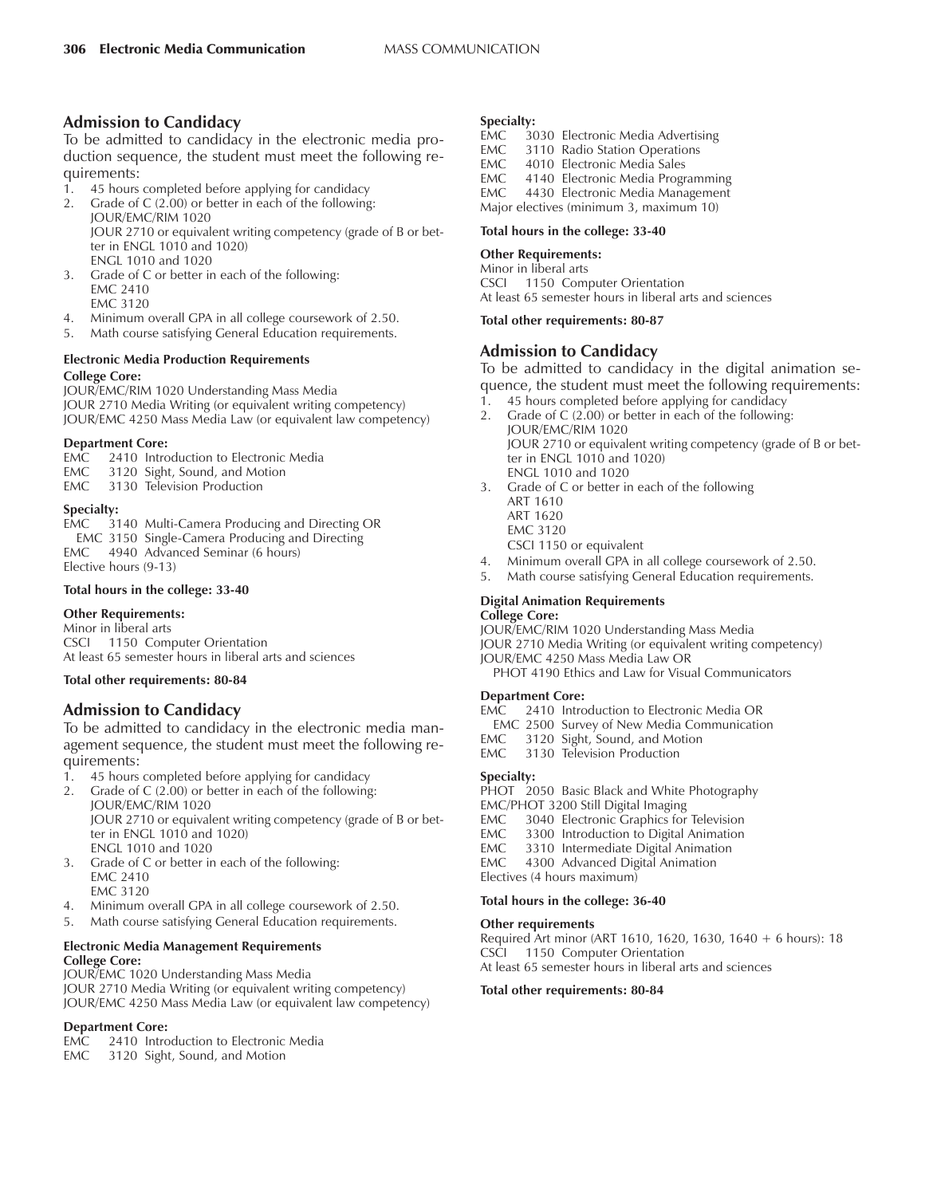## Admission to Candidacy

To be admitted to candidacy in the electronic media production sequence, the student must meet the following requirements:

1. 45 hours completed before applying for candidacy
2. Grade of C (2.00) or better in each of the following:
   JOUR/EMC/RIM 1020
   JOUR 2710 or equivalent writing competency (grade of B or better in ENGL 1010 and 1020)
   ENGL 1010 and 1020
3. Grade of C or better in each of the following:
   EMC 2410
   EMC 3120
4. Minimum overall GPA in all college coursework of 2.50.
5. Math course satisfying General Education requirements.

#### Electronic Media Production Requirements

**College Core:**
JOUR/EMC/RIM 1020 Understanding Mass Media
JOUR 2710 Media Writing (or equivalent writing competency)
JOUR/EMC 4250 Mass Media Law (or equivalent law competency)

**Department Core:**
EMC 2410 Introduction to Electronic Media
EMC 3120 Sight, Sound, and Motion
EMC 3130 Television Production

**Specialty:**
EMC 3140 Multi-Camera Producing and Directing OR
 EMC 3150 Single-Camera Producing and Directing
EMC 4940 Advanced Seminar (6 hours)
Elective hours (9-13)

**Total hours in the college: 33-40**

**Other Requirements:**
Minor in liberal arts
CSCI 1150 Computer Orientation
At least 65 semester hours in liberal arts and sciences

**Total other requirements: 80-84**

## Admission to Candidacy

To be admitted to candidacy in the electronic media management sequence, the student must meet the following requirements:

1. 45 hours completed before applying for candidacy
2. Grade of C (2.00) or better in each of the following:
   JOUR/EMC/RIM 1020
   JOUR 2710 or equivalent writing competency (grade of B or better in ENGL 1010 and 1020)
   ENGL 1010 and 1020
3. Grade of C or better in each of the following:
   EMC 2410
   EMC 3120
4. Minimum overall GPA in all college coursework of 2.50.
5. Math course satisfying General Education requirements.

#### Electronic Media Management Requirements

**College Core:**
JOUR/EMC 1020 Understanding Mass Media
JOUR 2710 Media Writing (or equivalent writing competency)
JOUR/EMC 4250 Mass Media Law (or equivalent law competency)

**Department Core:**
EMC 2410 Introduction to Electronic Media
EMC 3120 Sight, Sound, and Motion

**Specialty:**
EMC 3030 Electronic Media Advertising
EMC 3110 Radio Station Operations
EMC 4010 Electronic Media Sales
EMC 4140 Electronic Media Programming
EMC 4430 Electronic Media Management
Major electives (minimum 3, maximum 10)

**Total hours in the college: 33-40**

**Other Requirements:**
Minor in liberal arts
CSCI 1150 Computer Orientation
At least 65 semester hours in liberal arts and sciences

**Total other requirements: 80-87**

## Admission to Candidacy

To be admitted to candidacy in the digital animation sequence, the student must meet the following requirements:

1. 45 hours completed before applying for candidacy
2. Grade of C (2.00) or better in each of the following:
   JOUR/EMC/RIM 1020
   JOUR 2710 or equivalent writing competency (grade of B or better in ENGL 1010 and 1020)
   ENGL 1010 and 1020
3. Grade of C or better in each of the following
   ART 1610
   ART 1620
   EMC 3120
   CSCI 1150 or equivalent
4. Minimum overall GPA in all college coursework of 2.50.
5. Math course satisfying General Education requirements.

#### Digital Animation Requirements

**College Core:**
JOUR/EMC/RIM 1020 Understanding Mass Media
JOUR 2710 Media Writing (or equivalent writing competency)
JOUR/EMC 4250 Mass Media Law OR
 PHOT 4190 Ethics and Law for Visual Communicators

**Department Core:**
EMC 2410 Introduction to Electronic Media OR
 EMC 2500 Survey of New Media Communication
EMC 3120 Sight, Sound, and Motion
EMC 3130 Television Production

**Specialty:**
PHOT 2050 Basic Black and White Photography
EMC/PHOT 3200 Still Digital Imaging
EMC 3040 Electronic Graphics for Television
EMC 3300 Introduction to Digital Animation
EMC 3310 Intermediate Digital Animation
EMC 4300 Advanced Digital Animation
Electives (4 hours maximum)

**Total hours in the college: 36-40**

**Other requirements**
Required Art minor (ART 1610, 1620, 1630, 1640 + 6 hours): 18
CSCI 1150 Computer Orientation
At least 65 semester hours in liberal arts and sciences

**Total other requirements: 80-84**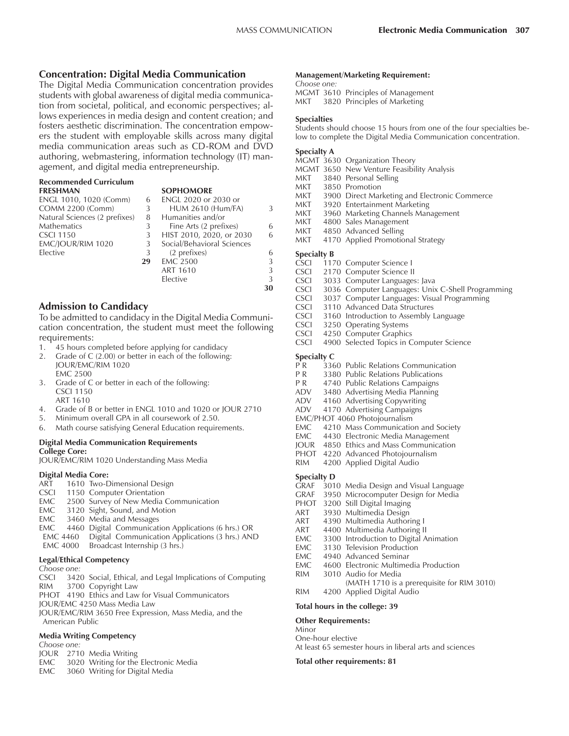## Concentration: Digital Media Communication

The Digital Media Communication concentration provides students with global awareness of digital media communication from societal, political, and economic perspectives; allows experiences in media design and content creation; and fosters aesthetic discrimination. The concentration empowers the student with employable skills across many digital media communication areas such as CD-ROM and DVD authoring, webmastering, information technology (IT) management, and digital media entrepreneurship.

**Recommended Curriculum**

| FRESHMAN | | SOPHOMORE | |
|---|---|---|---|
| ENGL 1010, 1020 (Comm) | 6 | ENGL 2020 or 2030 or HUM 2610 (Hum/FA) | 3 |
| COMM 2200 (Comm) | 3 | Humanities and/or Fine Arts (2 prefixes) | 6 |
| Natural Sciences (2 prefixes) | 8 | HIST 2010, 2020, or 2030 | 6 |
| Mathematics | 3 | Social/Behavioral Sciences (2 prefixes) | 6 |
| CSCI 1150 | 3 | EMC 2500 | 3 |
| EMC/JOUR/RIM 1020 | 3 | ART 1610 | 3 |
| Elective | 3 | Elective | 3 |
| | **29** | | **30** |

## Admission to Candidacy

To be admitted to candidacy in the Digital Media Communication concentration, the student must meet the following requirements:

1. 45 hours completed before applying for candidacy
2. Grade of C (2.00) or better in each of the following:
   JOUR/EMC/RIM 1020
   EMC 2500
3. Grade of C or better in each of the following:
   CSCI 1150
   ART 1610
4. Grade of B or better in ENGL 1010 and 1020 or JOUR 2710
5. Minimum overall GPA in all coursework of 2.50.
6. Math course satisfying General Education requirements.

**Digital Media Communication Requirements**

**College Core:**

JOUR/EMC/RIM 1020 Understanding Mass Media

**Digital Media Core:**

ART 1610 Two-Dimensional Design
CSCI 1150 Computer Orientation
EMC 2500 Survey of New Media Communication
EMC 3120 Sight, Sound, and Motion
EMC 3460 Media and Messages
EMC 4460 Digital Communication Applications (6 hrs.) OR
EMC 4460 Digital Communication Applications (3 hrs.) AND
EMC 4000 Broadcast Internship (3 hrs.)

**Legal/Ethical Competency**

*Choose one:*

CSCI 3420 Social, Ethical, and Legal Implications of Computing
RIM 3700 Copyright Law
PHOT 4190 Ethics and Law for Visual Communicators
JOUR/EMC 4250 Mass Media Law
JOUR/EMC/RIM 3650 Free Expression, Mass Media, and the American Public

**Media Writing Competency**

*Choose one:*

JOUR 2710 Media Writing
EMC 3020 Writing for the Electronic Media
EMC 3060 Writing for Digital Media

**Management/Marketing Requirement:**

*Choose one:*

MGMT 3610 Principles of Management
MKT 3820 Principles of Marketing

**Specialties**

Students should choose 15 hours from one of the four specialties below to complete the Digital Media Communication concentration.

**Specialty A**

MGMT 3630 Organization Theory
MGMT 3650 New Venture Feasibility Analysis
MKT 3840 Personal Selling
MKT 3850 Promotion
MKT 3900 Direct Marketing and Electronic Commerce
MKT 3920 Entertainment Marketing
MKT 3960 Marketing Channels Management
MKT 4800 Sales Management
MKT 4850 Advanced Selling
MKT 4170 Applied Promotional Strategy

**Specialty B**

CSCI 1170 Computer Science I
CSCI 2170 Computer Science II
CSCI 3033 Computer Languages: Java
CSCI 3036 Computer Languages: Unix C-Shell Programming
CSCI 3037 Computer Languages: Visual Programming
CSCI 3110 Advanced Data Structures
CSCI 3160 Introduction to Assembly Language
CSCI 3250 Operating Systems
CSCI 4250 Computer Graphics
CSCI 4900 Selected Topics in Computer Science

**Specialty C**

P R 3360 Public Relations Communication
P R 3380 Public Relations Publications
P R 4740 Public Relations Campaigns
ADV 3480 Advertising Media Planning
ADV 4160 Advertising Copywriting
ADV 4170 Advertising Campaigns
EMC/PHOT 4060 Photojournalism
EMC 4210 Mass Communication and Society
EMC 4430 Electronic Media Management
JOUR 4850 Ethics and Mass Communication
PHOT 4220 Advanced Photojournalism
RIM 4200 Applied Digital Audio

**Specialty D**

GRAF 3010 Media Design and Visual Language
GRAF 3950 Microcomputer Design for Media
PHOT 3200 Still Digital Imaging
ART 3930 Multimedia Design
ART 4390 Multimedia Authoring I
ART 4400 Multimedia Authoring II
EMC 3300 Introduction to Digital Animation
EMC 3130 Television Production
EMC 4940 Advanced Seminar
EMC 4600 Electronic Multimedia Production
RIM 3010 Audio for Media
(MATH 1710 is a prerequisite for RIM 3010)
RIM 4200 Applied Digital Audio

**Total hours in the college: 39**

**Other Requirements:**

Minor
One-hour elective
At least 65 semester hours in liberal arts and sciences

**Total other requirements: 81**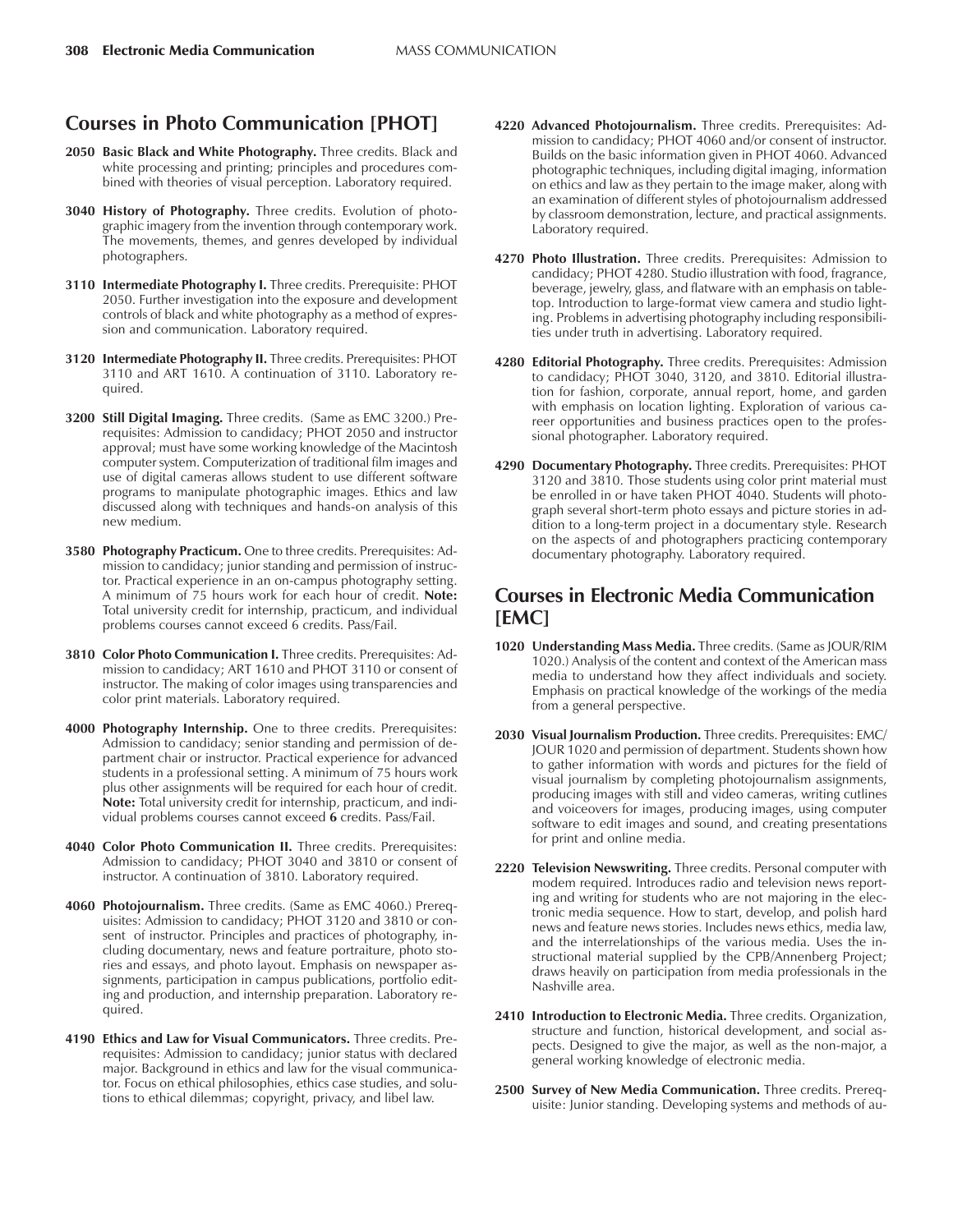## Courses in Photo Communication [PHOT]

**2050 Basic Black and White Photography.** Three credits. Black and white processing and printing; principles and procedures combined with theories of visual perception. Laboratory required.

**3040 History of Photography.** Three credits. Evolution of photographic imagery from the invention through contemporary work. The movements, themes, and genres developed by individual photographers.

**3110 Intermediate Photography I.** Three credits. Prerequisite: PHOT 2050. Further investigation into the exposure and development controls of black and white photography as a method of expression and communication. Laboratory required.

**3120 Intermediate Photography II.** Three credits. Prerequisites: PHOT 3110 and ART 1610. A continuation of 3110. Laboratory required.

**3200 Still Digital Imaging.** Three credits. (Same as EMC 3200.) Prerequisites: Admission to candidacy; PHOT 2050 and instructor approval; must have some working knowledge of the Macintosh computer system. Computerization of traditional film images and use of digital cameras allows student to use different software programs to manipulate photographic images. Ethics and law discussed along with techniques and hands-on analysis of this new medium.

**3580 Photography Practicum.** One to three credits. Prerequisites: Admission to candidacy; junior standing and permission of instructor. Practical experience in an on-campus photography setting. A minimum of 75 hours work for each hour of credit. **Note:** Total university credit for internship, practicum, and individual problems courses cannot exceed 6 credits. Pass/Fail.

**3810 Color Photo Communication I.** Three credits. Prerequisites: Admission to candidacy; ART 1610 and PHOT 3110 or consent of instructor. The making of color images using transparencies and color print materials. Laboratory required.

**4000 Photography Internship.** One to three credits. Prerequisites: Admission to candidacy; senior standing and permission of department chair or instructor. Practical experience for advanced students in a professional setting. A minimum of 75 hours work plus other assignments will be required for each hour of credit. **Note:** Total university credit for internship, practicum, and individual problems courses cannot exceed **6** credits. Pass/Fail.

**4040 Color Photo Communication II.** Three credits. Prerequisites: Admission to candidacy; PHOT 3040 and 3810 or consent of instructor. A continuation of 3810. Laboratory required.

**4060 Photojournalism.** Three credits. (Same as EMC 4060.) Prerequisites: Admission to candidacy; PHOT 3120 and 3810 or consent of instructor. Principles and practices of photography, including documentary, news and feature portraiture, photo stories and essays, and photo layout. Emphasis on newspaper assignments, participation in campus publications, portfolio editing and production, and internship preparation. Laboratory required.

**4190 Ethics and Law for Visual Communicators.** Three credits. Prerequisites: Admission to candidacy; junior status with declared major. Background in ethics and law for the visual communicator. Focus on ethical philosophies, ethics case studies, and solutions to ethical dilemmas; copyright, privacy, and libel law.

**4220 Advanced Photojournalism.** Three credits. Prerequisites: Admission to candidacy; PHOT 4060 and/or consent of instructor. Builds on the basic information given in PHOT 4060. Advanced photographic techniques, including digital imaging, information on ethics and law as they pertain to the image maker, along with an examination of different styles of photojournalism addressed by classroom demonstration, lecture, and practical assignments. Laboratory required.

**4270 Photo Illustration.** Three credits. Prerequisites: Admission to candidacy; PHOT 4280. Studio illustration with food, fragrance, beverage, jewelry, glass, and flatware with an emphasis on tabletop. Introduction to large-format view camera and studio lighting. Problems in advertising photography including responsibilities under truth in advertising. Laboratory required.

**4280 Editorial Photography.** Three credits. Prerequisites: Admission to candidacy; PHOT 3040, 3120, and 3810. Editorial illustration for fashion, corporate, annual report, home, and garden with emphasis on location lighting. Exploration of various career opportunities and business practices open to the professional photographer. Laboratory required.

**4290 Documentary Photography.** Three credits. Prerequisites: PHOT 3120 and 3810. Those students using color print material must be enrolled in or have taken PHOT 4040. Students will photograph several short-term photo essays and picture stories in addition to a long-term project in a documentary style. Research on the aspects of and photographers practicing contemporary documentary photography. Laboratory required.

## Courses in Electronic Media Communication [EMC]

**1020 Understanding Mass Media.** Three credits. (Same as JOUR/RIM 1020.) Analysis of the content and context of the American mass media to understand how they affect individuals and society. Emphasis on practical knowledge of the workings of the media from a general perspective.

**2030 Visual Journalism Production.** Three credits. Prerequisites: EMC/JOUR 1020 and permission of department. Students shown how to gather information with words and pictures for the field of visual journalism by completing photojournalism assignments, producing images with still and video cameras, writing cutlines and voiceovers for images, producing images, using computer software to edit images and sound, and creating presentations for print and online media.

**2220 Television Newswriting.** Three credits. Personal computer with modem required. Introduces radio and television news reporting and writing for students who are not majoring in the electronic media sequence. How to start, develop, and polish hard news and feature news stories. Includes news ethics, media law, and the interrelationships of the various media. Uses the instructional material supplied by the CPB/Annenberg Project; draws heavily on participation from media professionals in the Nashville area.

**2410 Introduction to Electronic Media.** Three credits. Organization, structure and function, historical development, and social aspects. Designed to give the major, as well as the non-major, a general working knowledge of electronic media.

**2500 Survey of New Media Communication.** Three credits. Prerequisite: Junior standing. Developing systems and methods of au-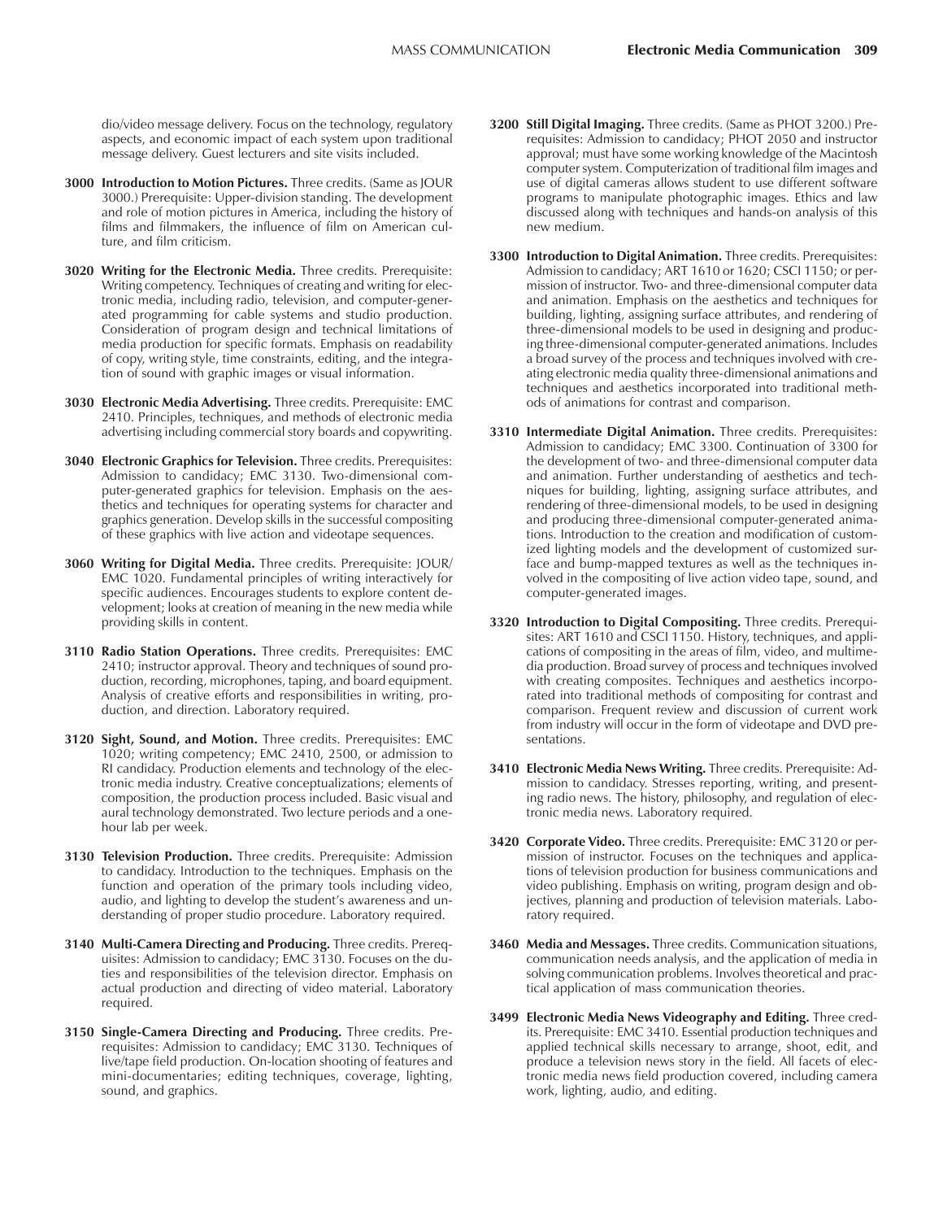dio/video message delivery. Focus on the technology, regulatory aspects, and economic impact of each system upon traditional message delivery. Guest lecturers and site visits included.

**3000 Introduction to Motion Pictures.** Three credits. (Same as JOUR 3000.) Prerequisite: Upper-division standing. The development and role of motion pictures in America, including the history of films and filmmakers, the influence of film on American culture, and film criticism.

**3020 Writing for the Electronic Media.** Three credits. Prerequisite: Writing competency. Techniques of creating and writing for electronic media, including radio, television, and computer-generated programming for cable systems and studio production. Consideration of program design and technical limitations of media production for specific formats. Emphasis on readability of copy, writing style, time constraints, editing, and the integration of sound with graphic images or visual information.

**3030 Electronic Media Advertising.** Three credits. Prerequisite: EMC 2410. Principles, techniques, and methods of electronic media advertising including commercial story boards and copywriting.

**3040 Electronic Graphics for Television.** Three credits. Prerequisites: Admission to candidacy; EMC 3130. Two-dimensional computer-generated graphics for television. Emphasis on the aesthetics and techniques for operating systems for character and graphics generation. Develop skills in the successful compositing of these graphics with live action and videotape sequences.

**3060 Writing for Digital Media.** Three credits. Prerequisite: JOUR/EMC 1020. Fundamental principles of writing interactively for specific audiences. Encourages students to explore content development; looks at creation of meaning in the new media while providing skills in content.

**3110 Radio Station Operations.** Three credits. Prerequisites: EMC 2410; instructor approval. Theory and techniques of sound production, recording, microphones, taping, and board equipment. Analysis of creative efforts and responsibilities in writing, production, and direction. Laboratory required.

**3120 Sight, Sound, and Motion.** Three credits. Prerequisites: EMC 1020; writing competency; EMC 2410, 2500, or admission to RI candidacy. Production elements and technology of the electronic media industry. Creative conceptualizations; elements of composition, the production process included. Basic visual and aural technology demonstrated. Two lecture periods and a one-hour lab per week.

**3130 Television Production.** Three credits. Prerequisite: Admission to candidacy. Introduction to the techniques. Emphasis on the function and operation of the primary tools including video, audio, and lighting to develop the student's awareness and understanding of proper studio procedure. Laboratory required.

**3140 Multi-Camera Directing and Producing.** Three credits. Prerequisites: Admission to candidacy; EMC 3130. Focuses on the duties and responsibilities of the television director. Emphasis on actual production and directing of video material. Laboratory required.

**3150 Single-Camera Directing and Producing.** Three credits. Prerequisites: Admission to candidacy; EMC 3130. Techniques of live/tape field production. On-location shooting of features and mini-documentaries; editing techniques, coverage, lighting, sound, and graphics.

**3200 Still Digital Imaging.** Three credits. (Same as PHOT 3200.) Prerequisites: Admission to candidacy; PHOT 2050 and instructor approval; must have some working knowledge of the Macintosh computer system. Computerization of traditional film images and use of digital cameras allows student to use different software programs to manipulate photographic images. Ethics and law discussed along with techniques and hands-on analysis of this new medium.

**3300 Introduction to Digital Animation.** Three credits. Prerequisites: Admission to candidacy; ART 1610 or 1620; CSCI 1150; or permission of instructor. Two- and three-dimensional computer data and animation. Emphasis on the aesthetics and techniques for building, lighting, assigning surface attributes, and rendering of three-dimensional models to be used in designing and producing three-dimensional computer-generated animations. Includes a broad survey of the process and techniques involved with creating electronic media quality three-dimensional animations and techniques and aesthetics incorporated into traditional methods of animations for contrast and comparison.

**3310 Intermediate Digital Animation.** Three credits. Prerequisites: Admission to candidacy; EMC 3300. Continuation of 3300 for the development of two- and three-dimensional computer data and animation. Further understanding of aesthetics and techniques for building, lighting, assigning surface attributes, and rendering of three-dimensional models, to be used in designing and producing three-dimensional computer-generated animations. Introduction to the creation and modification of customized lighting models and the development of customized surface and bump-mapped textures as well as the techniques involved in the compositing of live action video tape, sound, and computer-generated images.

**3320 Introduction to Digital Compositing.** Three credits. Prerequisites: ART 1610 and CSCI 1150. History, techniques, and applications of compositing in the areas of film, video, and multimedia production. Broad survey of process and techniques involved with creating composites. Techniques and aesthetics incorporated into traditional methods of compositing for contrast and comparison. Frequent review and discussion of current work from industry will occur in the form of videotape and DVD presentations.

**3410 Electronic Media News Writing.** Three credits. Prerequisite: Admission to candidacy. Stresses reporting, writing, and presenting radio news. The history, philosophy, and regulation of electronic media news. Laboratory required.

**3420 Corporate Video.** Three credits. Prerequisite: EMC 3120 or permission of instructor. Focuses on the techniques and applications of television production for business communications and video publishing. Emphasis on writing, program design and objectives, planning and production of television materials. Laboratory required.

**3460 Media and Messages.** Three credits. Communication situations, communication needs analysis, and the application of media in solving communication problems. Involves theoretical and practical application of mass communication theories.

**3499 Electronic Media News Videography and Editing.** Three credits. Prerequisite: EMC 3410. Essential production techniques and applied technical skills necessary to arrange, shoot, edit, and produce a television news story in the field. All facets of electronic media news field production covered, including camera work, lighting, audio, and editing.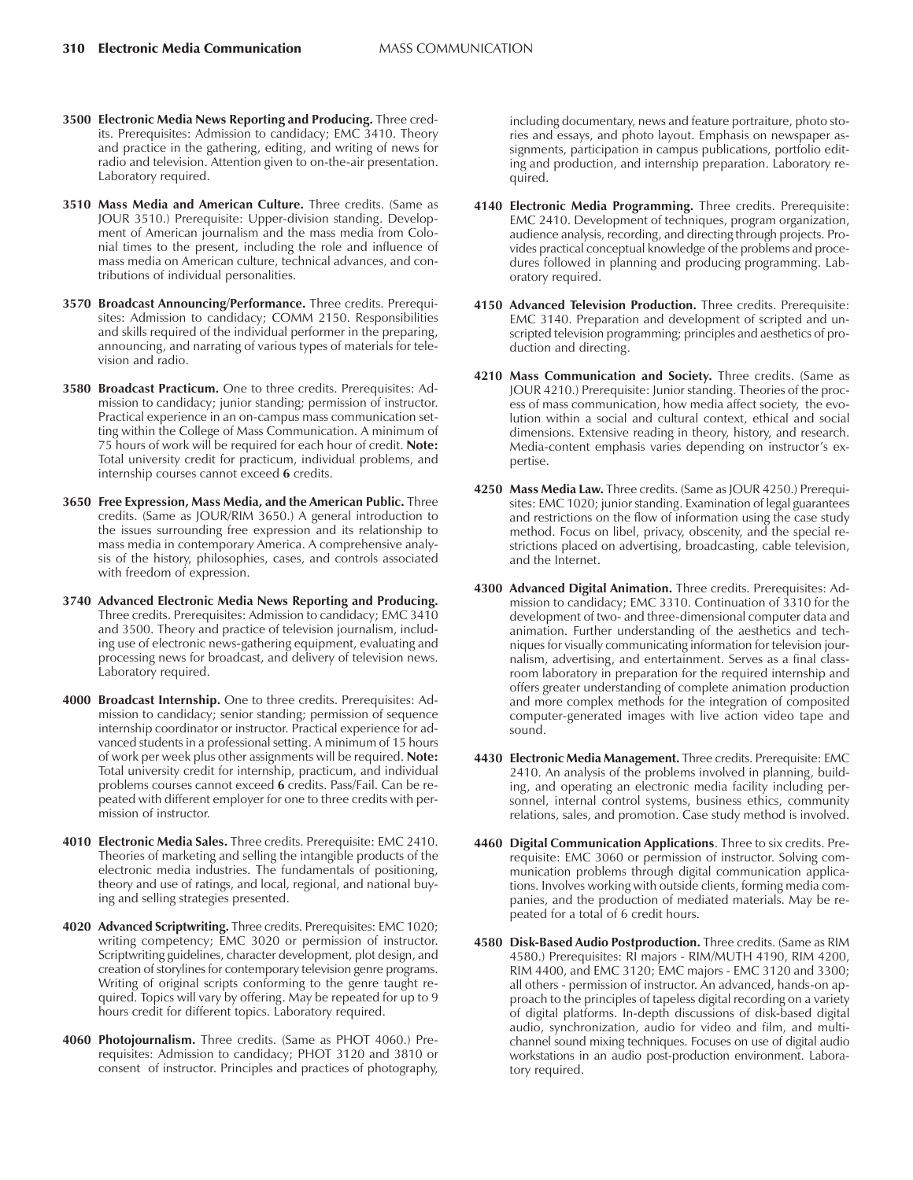**3500 Electronic Media News Reporting and Producing.** Three credits. Prerequisites: Admission to candidacy; EMC 3410. Theory and practice in the gathering, editing, and writing of news for radio and television. Attention given to on-the-air presentation. Laboratory required.

**3510 Mass Media and American Culture.** Three credits. (Same as JOUR 3510.) Prerequisite: Upper-division standing. Development of American journalism and the mass media from Colonial times to the present, including the role and influence of mass media on American culture, technical advances, and contributions of individual personalities.

**3570 Broadcast Announcing/Performance.** Three credits. Prerequisites: Admission to candidacy; COMM 2150. Responsibilities and skills required of the individual performer in the preparing, announcing, and narrating of various types of materials for television and radio.

**3580 Broadcast Practicum.** One to three credits. Prerequisites: Admission to candidacy; junior standing; permission of instructor. Practical experience in an on-campus mass communication setting within the College of Mass Communication. A minimum of 75 hours of work will be required for each hour of credit. **Note:** Total university credit for practicum, individual problems, and internship courses cannot exceed **6** credits.

**3650 Free Expression, Mass Media, and the American Public.** Three credits. (Same as JOUR/RIM 3650.) A general introduction to the issues surrounding free expression and its relationship to mass media in contemporary America. A comprehensive analysis of the history, philosophies, cases, and controls associated with freedom of expression.

**3740 Advanced Electronic Media News Reporting and Producing.** Three credits. Prerequisites: Admission to candidacy; EMC 3410 and 3500. Theory and practice of television journalism, including use of electronic news-gathering equipment, evaluating and processing news for broadcast, and delivery of television news. Laboratory required.

**4000 Broadcast Internship.** One to three credits. Prerequisites: Admission to candidacy; senior standing; permission of sequence internship coordinator or instructor. Practical experience for advanced students in a professional setting. A minimum of 15 hours of work per week plus other assignments will be required. **Note:** Total university credit for internship, practicum, and individual problems courses cannot exceed **6** credits. Pass/Fail. Can be repeated with different employer for one to three credits with permission of instructor.

**4010 Electronic Media Sales.** Three credits. Prerequisite: EMC 2410. Theories of marketing and selling the intangible products of the electronic media industries. The fundamentals of positioning, theory and use of ratings, and local, regional, and national buying and selling strategies presented.

**4020 Advanced Scriptwriting.** Three credits. Prerequisites: EMC 1020; writing competency; EMC 3020 or permission of instructor. Scriptwriting guidelines, character development, plot design, and creation of storylines for contemporary television genre programs. Writing of original scripts conforming to the genre taught required. Topics will vary by offering. May be repeated for up to 9 hours credit for different topics. Laboratory required.

**4060 Photojournalism.** Three credits. (Same as PHOT 4060.) Prerequisites: Admission to candidacy; PHOT 3120 and 3810 or consent of instructor. Principles and practices of photography, including documentary, news and feature portraiture, photo stories and essays, and photo layout. Emphasis on newspaper assignments, participation in campus publications, portfolio editing and production, and internship preparation. Laboratory required.

**4140 Electronic Media Programming.** Three credits. Prerequisite: EMC 2410. Development of techniques, program organization, audience analysis, recording, and directing through projects. Provides practical conceptual knowledge of the problems and procedures followed in planning and producing programming. Laboratory required.

**4150 Advanced Television Production.** Three credits. Prerequisite: EMC 3140. Preparation and development of scripted and unscripted television programming; principles and aesthetics of production and directing.

**4210 Mass Communication and Society.** Three credits. (Same as JOUR 4210.) Prerequisite: Junior standing. Theories of the process of mass communication, how media affect society, the evolution within a social and cultural context, ethical and social dimensions. Extensive reading in theory, history, and research. Media-content emphasis varies depending on instructor's expertise.

**4250 Mass Media Law.** Three credits. (Same as JOUR 4250.) Prerequisites: EMC 1020; junior standing. Examination of legal guarantees and restrictions on the flow of information using the case study method. Focus on libel, privacy, obscenity, and the special restrictions placed on advertising, broadcasting, cable television, and the Internet.

**4300 Advanced Digital Animation.** Three credits. Prerequisites: Admission to candidacy; EMC 3310. Continuation of 3310 for the development of two- and three-dimensional computer data and animation. Further understanding of the aesthetics and techniques for visually communicating information for television journalism, advertising, and entertainment. Serves as a final classroom laboratory in preparation for the required internship and offers greater understanding of complete animation production and more complex methods for the integration of composited computer-generated images with live action video tape and sound.

**4430 Electronic Media Management.** Three credits. Prerequisite: EMC 2410. An analysis of the problems involved in planning, building, and operating an electronic media facility including personnel, internal control systems, business ethics, community relations, sales, and promotion. Case study method is involved.

**4460 Digital Communication Applications**. Three to six credits. Prerequisite: EMC 3060 or permission of instructor. Solving communication problems through digital communication applications. Involves working with outside clients, forming media companies, and the production of mediated materials. May be repeated for a total of 6 credit hours.

**4580 Disk-Based Audio Postproduction.** Three credits. (Same as RIM 4580.) Prerequisites: RI majors - RIM/MUTH 4190, RIM 4200, RIM 4400, and EMC 3120; EMC majors - EMC 3120 and 3300; all others - permission of instructor. An advanced, hands-on approach to the principles of tapeless digital recording on a variety of digital platforms. In-depth discussions of disk-based digital audio, synchronization, audio for video and film, and multichannel sound mixing techniques. Focuses on use of digital audio workstations in an audio post-production environment. Laboratory required.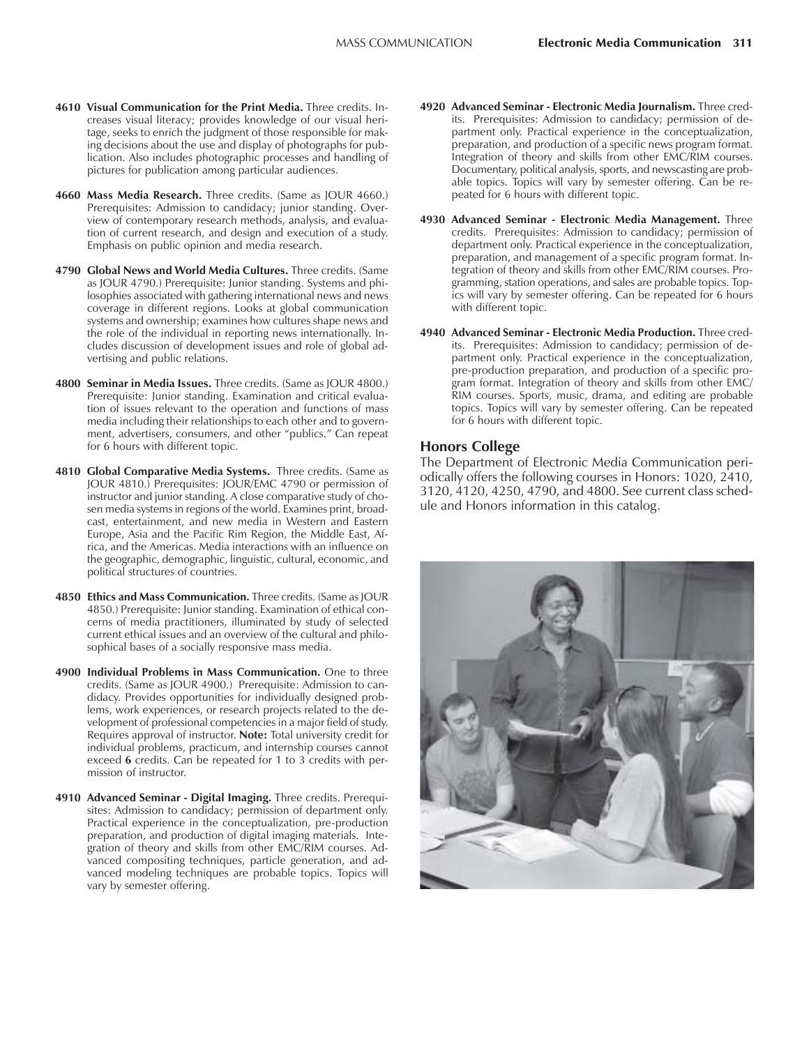**4610 Visual Communication for the Print Media.** Three credits. Increases visual literacy; provides knowledge of our visual heritage, seeks to enrich the judgment of those responsible for making decisions about the use and display of photographs for publication. Also includes photographic processes and handling of pictures for publication among particular audiences.

**4660 Mass Media Research.** Three credits. (Same as JOUR 4660.) Prerequisites: Admission to candidacy; junior standing. Overview of contemporary research methods, analysis, and evaluation of current research, and design and execution of a study. Emphasis on public opinion and media research.

**4790 Global News and World Media Cultures.** Three credits. (Same as JOUR 4790.) Prerequisite: Junior standing. Systems and philosophies associated with gathering international news and news coverage in different regions. Looks at global communication systems and ownership; examines how cultures shape news and the role of the individual in reporting news internationally. Includes discussion of development issues and role of global advertising and public relations.

**4800 Seminar in Media Issues.** Three credits. (Same as JOUR 4800.) Prerequisite: Junior standing. Examination and critical evaluation of issues relevant to the operation and functions of mass media including their relationships to each other and to government, advertisers, consumers, and other "publics." Can repeat for 6 hours with different topic.

**4810 Global Comparative Media Systems.** Three credits. (Same as JOUR 4810.) Prerequisites: JOUR/EMC 4790 or permission of instructor and junior standing. A close comparative study of chosen media systems in regions of the world. Examines print, broadcast, entertainment, and new media in Western and Eastern Europe, Asia and the Pacific Rim Region, the Middle East, Africa, and the Americas. Media interactions with an influence on the geographic, demographic, linguistic, cultural, economic, and political structures of countries.

**4850 Ethics and Mass Communication.** Three credits. (Same as JOUR 4850.) Prerequisite: Junior standing. Examination of ethical concerns of media practitioners, illuminated by study of selected current ethical issues and an overview of the cultural and philosophical bases of a socially responsive mass media.

**4900 Individual Problems in Mass Communication.** One to three credits. (Same as JOUR 4900.) Prerequisite: Admission to candidacy. Provides opportunities for individually designed problems, work experiences, or research projects related to the development of professional competencies in a major field of study. Requires approval of instructor. **Note:** Total university credit for individual problems, practicum, and internship courses cannot exceed **6** credits. Can be repeated for 1 to 3 credits with permission of instructor.

**4910 Advanced Seminar - Digital Imaging.** Three credits. Prerequisites: Admission to candidacy; permission of department only. Practical experience in the conceptualization, pre-production preparation, and production of digital imaging materials. Integration of theory and skills from other EMC/RIM courses. Advanced compositing techniques, particle generation, and advanced modeling techniques are probable topics. Topics will vary by semester offering.

**4920 Advanced Seminar - Electronic Media Journalism.** Three credits. Prerequisites: Admission to candidacy; permission of department only. Practical experience in the conceptualization, preparation, and production of a specific news program format. Integration of theory and skills from other EMC/RIM courses. Documentary, political analysis, sports, and newscasting are probable topics. Topics will vary by semester offering. Can be repeated for 6 hours with different topic.

**4930 Advanced Seminar - Electronic Media Management.** Three credits. Prerequisites: Admission to candidacy; permission of department only. Practical experience in the conceptualization, preparation, and management of a specific program format. Integration of theory and skills from other EMC/RIM courses. Programming, station operations, and sales are probable topics. Topics will vary by semester offering. Can be repeated for 6 hours with different topic.

**4940 Advanced Seminar - Electronic Media Production.** Three credits. Prerequisites: Admission to candidacy; permission of department only. Practical experience in the conceptualization, pre-production preparation, and production of a specific program format. Integration of theory and skills from other EMC/RIM courses. Sports, music, drama, and editing are probable topics. Topics will vary by semester offering. Can be repeated for 6 hours with different topic.

## Honors College

The Department of Electronic Media Communication periodically offers the following courses in Honors: 1020, 2410, 3120, 4120, 4250, 4790, and 4800. See current class schedule and Honors information in this catalog.